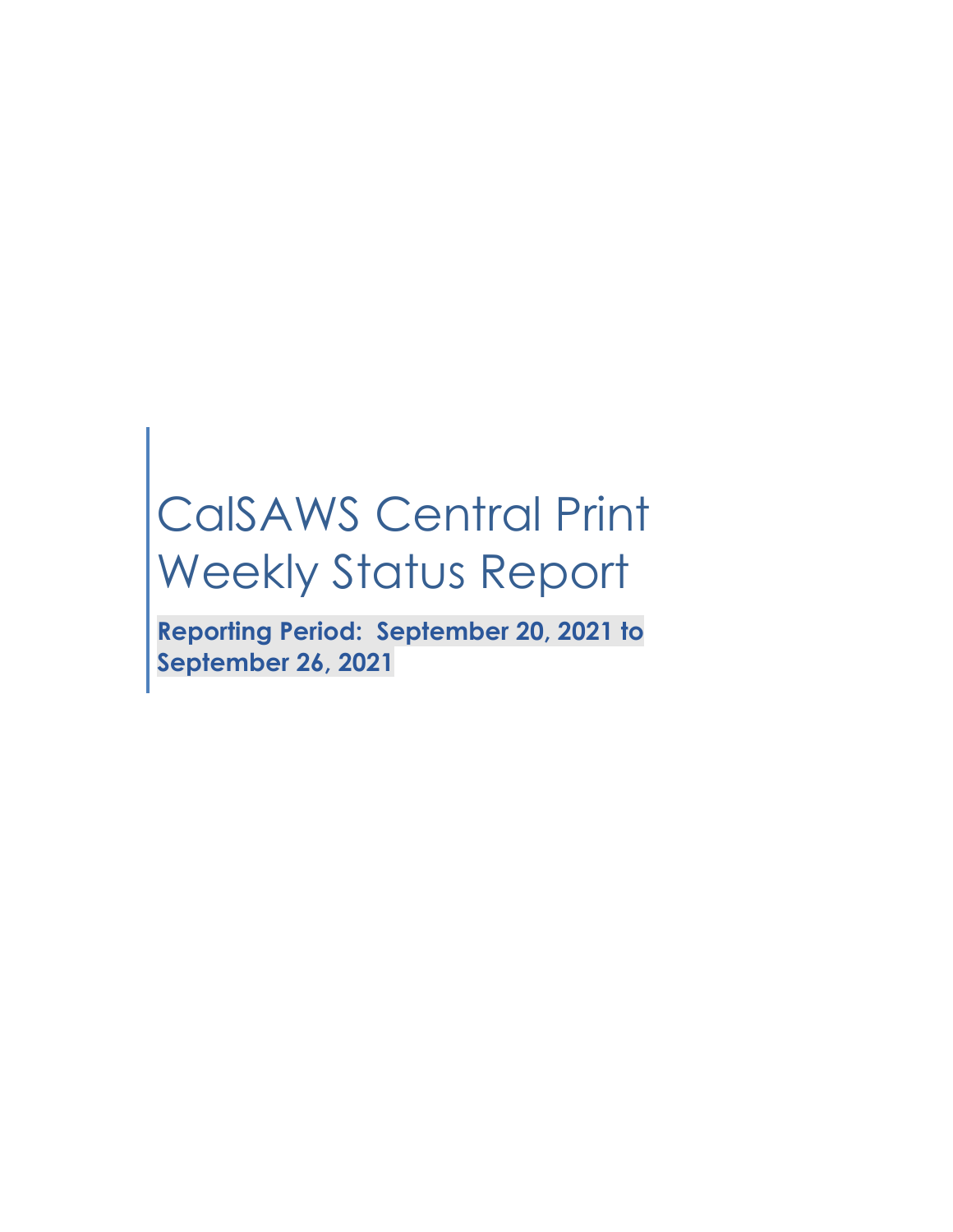# CalSAWS Central Print Weekly Status Report

**Reporting Period: September 20, 2021 to September 26, 2021**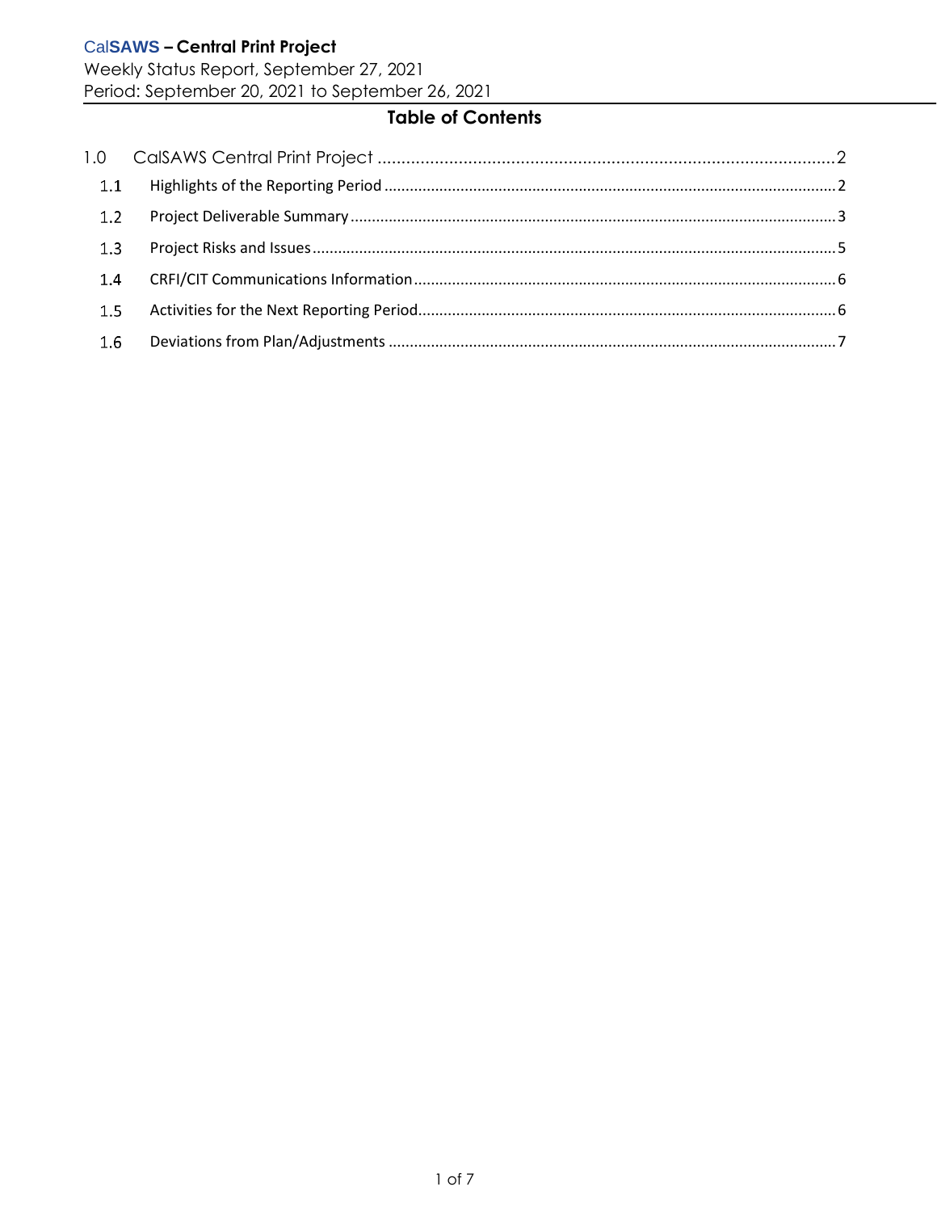# Table of Contents

1.0 CalSAWS Central Print Project ........................................................................................2

- 1.1 Highlights of the Reporting Period ........................................................................................2
- 1.2 Project Deliverable Summary ........................................................................................3
- 1.3 Project Risks and Issues ........................................................................................5
- 1.4 CRFI/CIT Communications Information ........................................................................................6
- 1.5 Activities for the Next Reporting Period ........................................................................................6
- 1.6 Deviations from Plan/Adjustments ........................................................................................7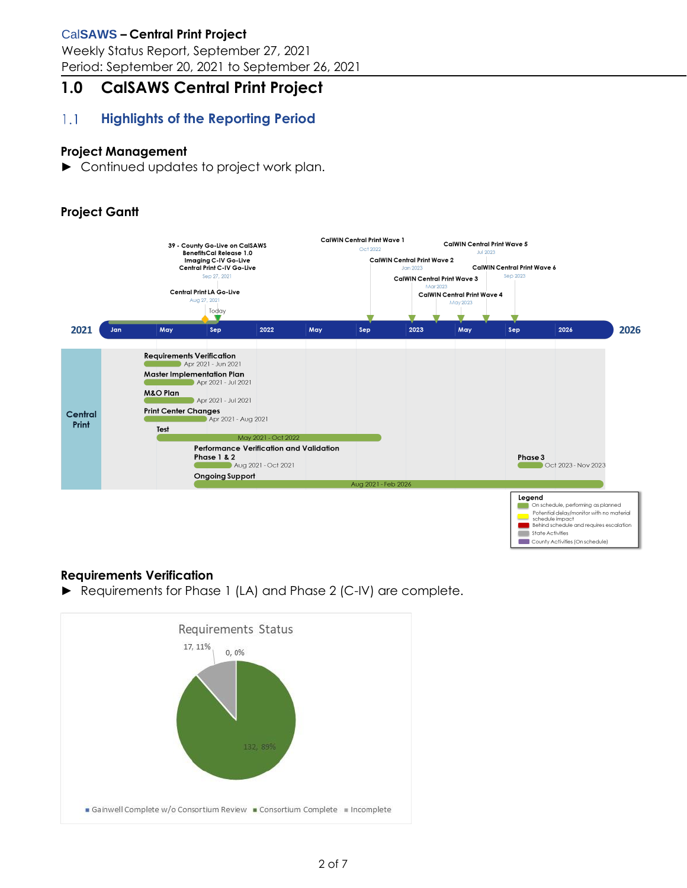# 1.0 CalSAWS Central Print Project

## 1.1 Highlights of the Reporting Period

### Project Management

► Continued updates to project work plan.

### Project Gantt

39 - County Go-Live on CalSAWS
BenefitsCal Release 1.0
Imaging C-IV Go-Live
Central Print C-IV Go-Live
Sep 27, 2021

Central Print LA Go-Live
Aug 27, 2021

Today

CalWIN Central Print Wave 1
Oct 2022

CalWIN Central Print Wave 2
Jan 2023

CalWIN Central Print Wave 3
Mar 2023

CalWIN Central Print Wave 4
May 2023

CalWIN Central Print Wave 5
Jul 2023

CalWIN Central Print Wave 6
Sep 2023

2021 | Jan | May | Sep | 2022 | May | Sep | 2023 | May | Sep | 2026 | 2026

**Central Print**

| Task | Dates |
| --- | --- |
| Requirements Verification | Apr 2021 - Jun 2021 |
| Master Implementation Plan | Apr 2021 - Jul 2021 |
| M&O Plan | Apr 2021 - Jul 2021 |
| Print Center Changes | Apr 2021 - Aug 2021 |
| Test | May 2021 - Oct 2022 |
| Performance Verification and Validation Phase 1 & 2 | Aug 2021 - Oct 2021 |
| Phase 3 | Oct 2023 - Nov 2023 |
| Ongoing Support | Aug 2021 - Feb 2026 |

**Legend**
- On schedule, performing as planned
- Potential delay/monitor with no material schedule impact
- Behind schedule and requires escalation
- State Activities
- County Activities (On schedule)

### Requirements Verification

► Requirements for Phase 1 (LA) and Phase 2 (C-IV) are complete.

**Requirements Status**

| Category | Count, % |
| --- | --- |
| Gainwell Complete w/o Consortium Review | 0, 0% |
| Consortium Complete | 132, 89% |
| Incomplete | 17, 11% |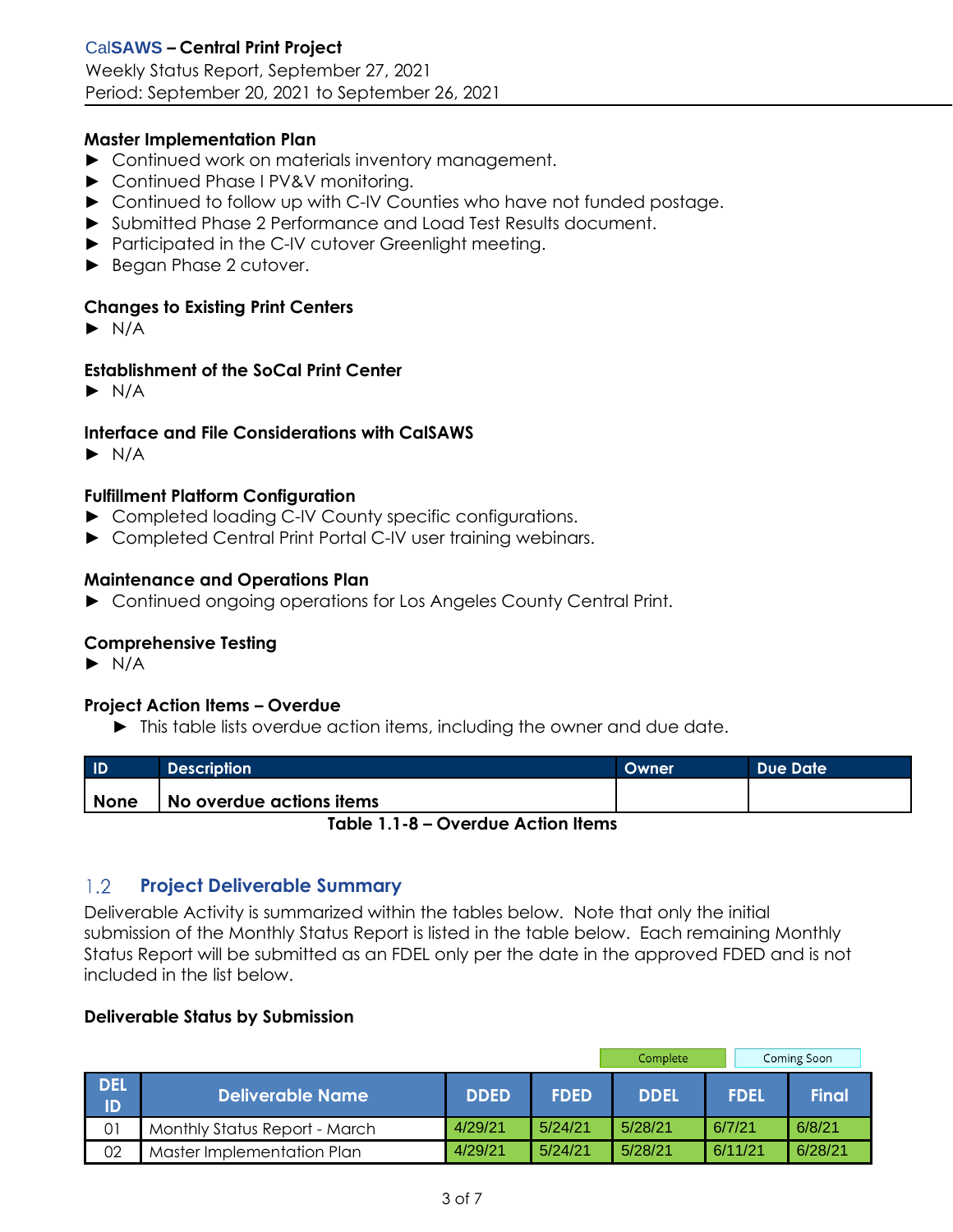### Master Implementation Plan

- Continued work on materials inventory management.
- Continued Phase I PV&V monitoring.
- Continued to follow up with C-IV Counties who have not funded postage.
- Submitted Phase 2 Performance and Load Test Results document.
- Participated in the C-IV cutover Greenlight meeting.
- Began Phase 2 cutover.

### Changes to Existing Print Centers

- N/A

### Establishment of the SoCal Print Center

- N/A

### Interface and File Considerations with CalSAWS

- N/A

### Fulfillment Platform Configuration

- Completed loading C-IV County specific configurations.
- Completed Central Print Portal C-IV user training webinars.

### Maintenance and Operations Plan

- Continued ongoing operations for Los Angeles County Central Print.

### Comprehensive Testing

- N/A

### Project Action Items – Overdue

- This table lists overdue action items, including the owner and due date.

| ID | Description | Owner | Due Date |
|---|---|---|---|
| **None** | **No overdue actions items** | | |

**Table 1.1-8 – Overdue Action Items**

## 1.2 Project Deliverable Summary

Deliverable Activity is summarized within the tables below. Note that only the initial submission of the Monthly Status Report is listed in the table below. Each remaining Monthly Status Report will be submitted as an FDEL only per the date in the approved FDED and is not included in the list below.

### Deliverable Status by Submission

Complete | Coming Soon

| DEL ID | Deliverable Name | DDED | FDED | DDEL | FDEL | Final |
|---|---|---|---|---|---|---|
| 01 | Monthly Status Report - March | 4/29/21 | 5/24/21 | 5/28/21 | 6/7/21 | 6/8/21 |
| 02 | Master Implementation Plan | 4/29/21 | 5/24/21 | 5/28/21 | 6/11/21 | 6/28/21 |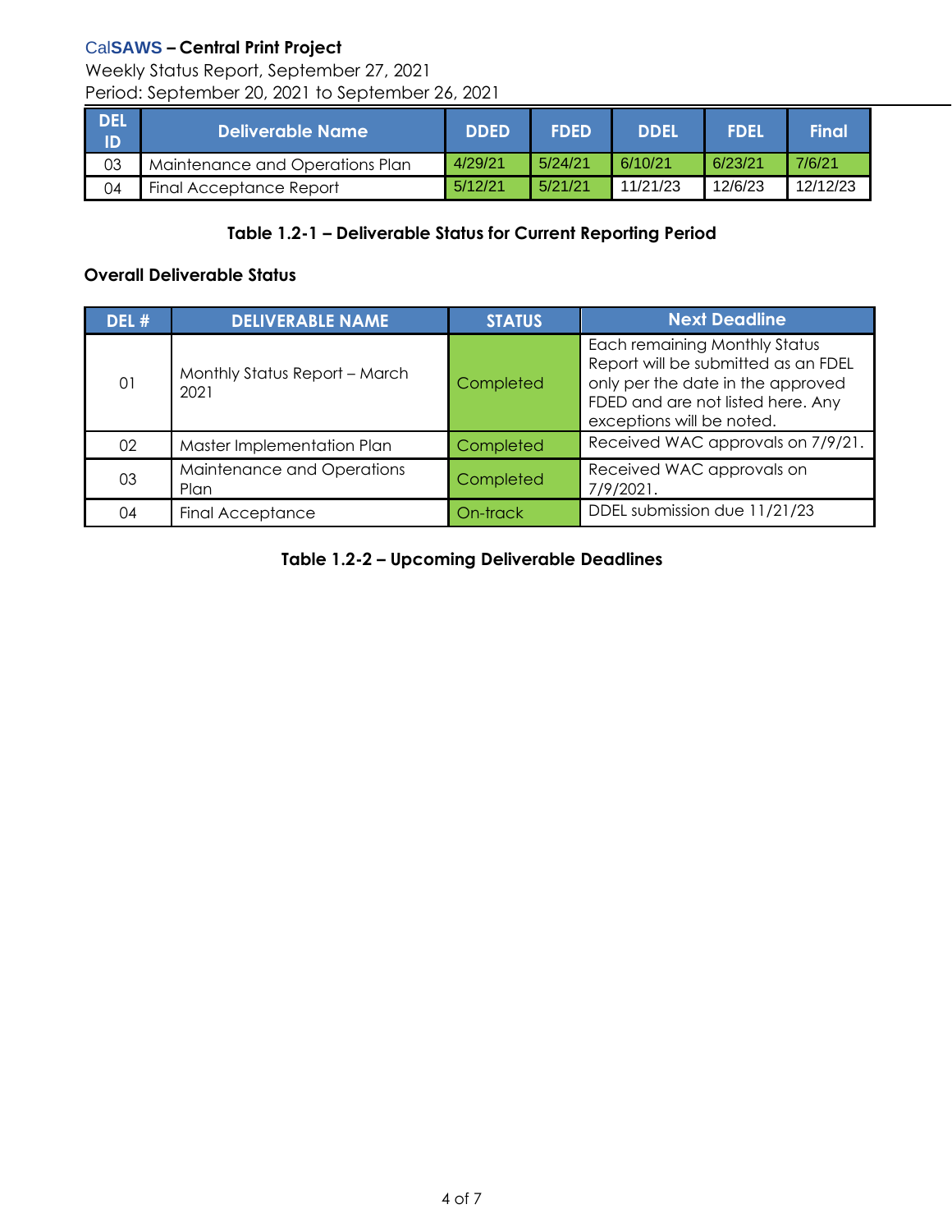| DEL ID | Deliverable Name | DDED | FDED | DDEL | FDEL | Final |
|---|---|---|---|---|---|---|
| 03 | Maintenance and Operations Plan | 4/29/21 | 5/24/21 | 6/10/21 | 6/23/21 | 7/6/21 |
| 04 | Final Acceptance Report | 5/12/21 | 5/21/21 | 11/21/23 | 12/6/23 | 12/12/23 |

**Table 1.2-1 – Deliverable Status for Current Reporting Period**

**Overall Deliverable Status**

| DEL # | DELIVERABLE NAME | STATUS | Next Deadline |
|---|---|---|---|
| 01 | Monthly Status Report – March 2021 | Completed | Each remaining Monthly Status Report will be submitted as an FDEL only per the date in the approved FDED and are not listed here. Any exceptions will be noted. |
| 02 | Master Implementation Plan | Completed | Received WAC approvals on 7/9/21. |
| 03 | Maintenance and Operations Plan | Completed | Received WAC approvals on 7/9/2021. |
| 04 | Final Acceptance | On-track | DDEL submission due 11/21/23 |

**Table 1.2-2 – Upcoming Deliverable Deadlines**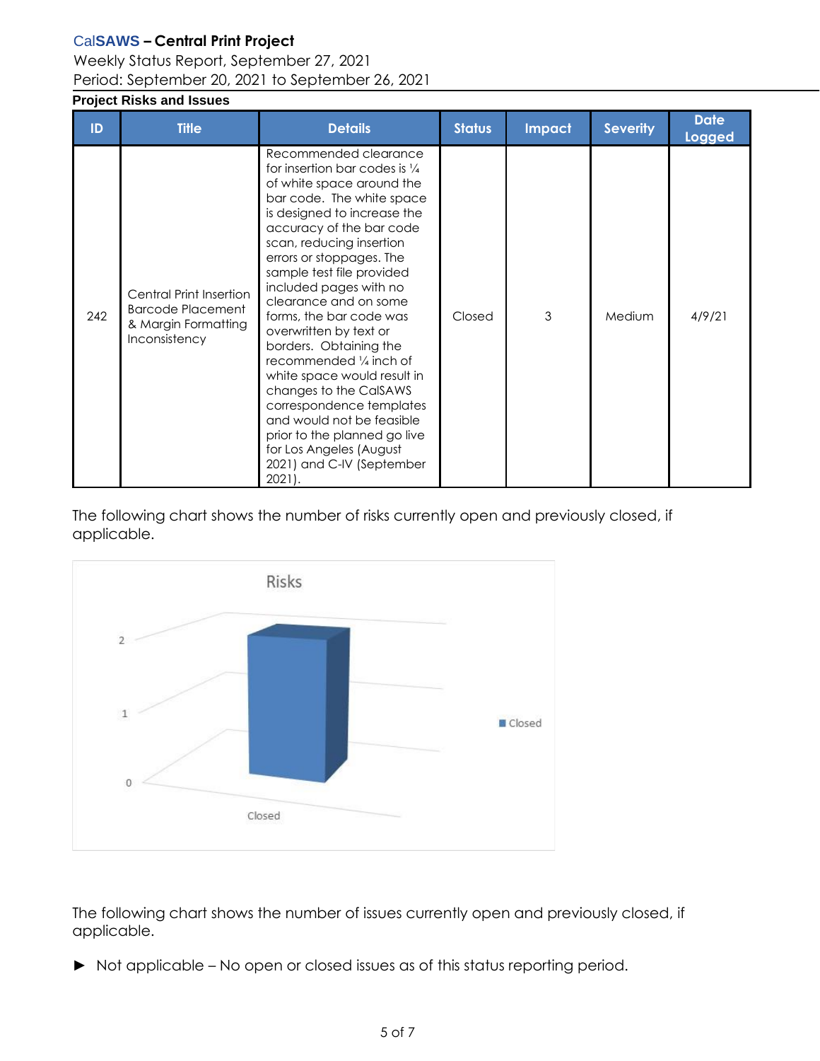**Project Risks and Issues**

| ID | Title | Details | Status | Impact | Severity | Date Logged |
|---|---|---|---|---|---|---|
| 242 | Central Print Insertion Barcode Placement & Margin Formatting Inconsistency | Recommended clearance for insertion bar codes is ¼ of white space around the bar code. The white space is designed to increase the accuracy of the bar code scan, reducing insertion errors or stoppages. The sample test file provided included pages with no clearance and on some forms, the bar code was overwritten by text or borders. Obtaining the recommended ¼ inch of white space would result in changes to the CalSAWS correspondence templates and would not be feasible prior to the planned go live for Los Angeles (August 2021) and C-IV (September 2021). | Closed | 3 | Medium | 4/9/21 |

The following chart shows the number of risks currently open and previously closed, if applicable.

Risks

| | Closed |
|---|---|
| Closed | 2 |

The following chart shows the number of issues currently open and previously closed, if applicable.

- Not applicable – No open or closed issues as of this status reporting period.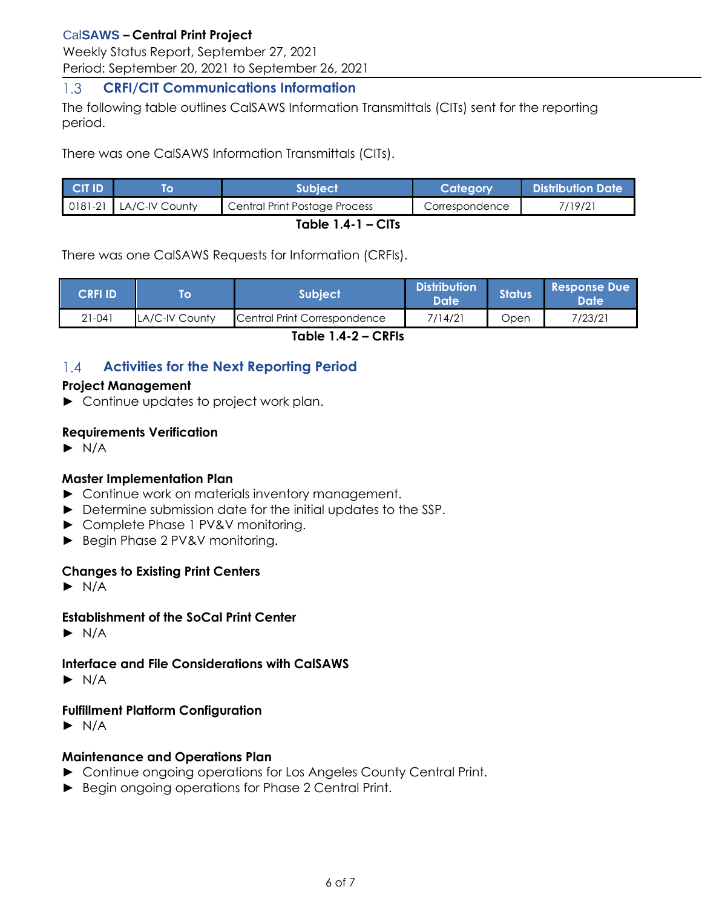## 1.3 CRFI/CIT Communications Information

The following table outlines CalSAWS Information Transmittals (CITs) sent for the reporting period.

There was one CalSAWS Information Transmittals (CITs).

| CIT ID | To | Subject | Category | Distribution Date |
|---|---|---|---|---|
| 0181-21 | LA/C-IV County | Central Print Postage Process | Correspondence | 7/19/21 |

**Table 1.4-1 – CITs**

There was one CalSAWS Requests for Information (CRFIs).

| CRFI ID | To | Subject | Distribution Date | Status | Response Due Date |
|---|---|---|---|---|---|
| 21-041 | LA/C-IV County | Central Print Correspondence | 7/14/21 | Open | 7/23/21 |

**Table 1.4-2 – CRFIs**

## 1.4 Activities for the Next Reporting Period

**Project Management**

- Continue updates to project work plan.

**Requirements Verification**

- N/A

**Master Implementation Plan**

- Continue work on materials inventory management.
- Determine submission date for the initial updates to the SSP.
- Complete Phase 1 PV&V monitoring.
- Begin Phase 2 PV&V monitoring.

**Changes to Existing Print Centers**

- N/A

**Establishment of the SoCal Print Center**

- N/A

**Interface and File Considerations with CalSAWS**

- N/A

**Fulfillment Platform Configuration**

- N/A

**Maintenance and Operations Plan**

- Continue ongoing operations for Los Angeles County Central Print.
- Begin ongoing operations for Phase 2 Central Print.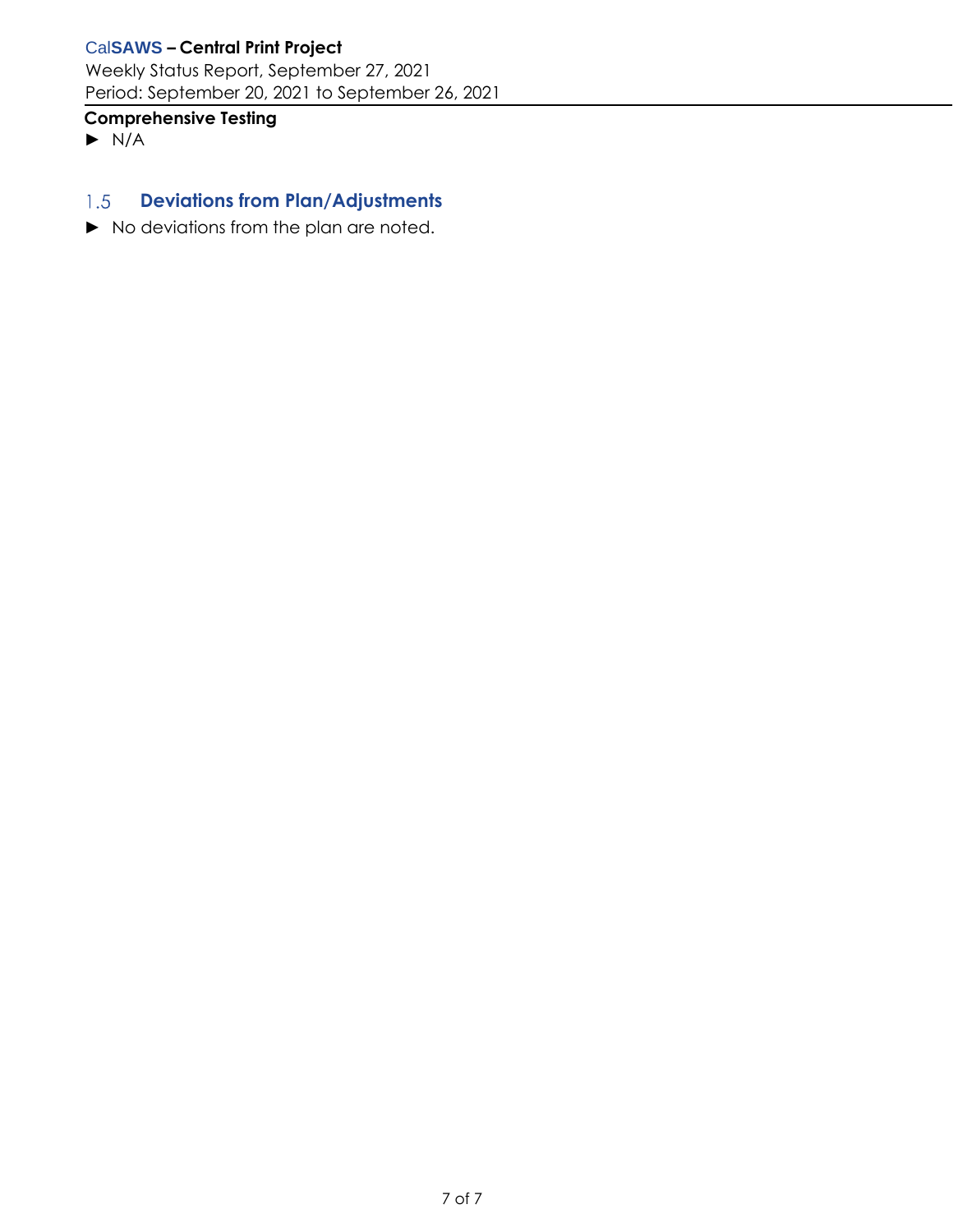**Comprehensive Testing**

- N/A

## 1.5 Deviations from Plan/Adjustments

- No deviations from the plan are noted.